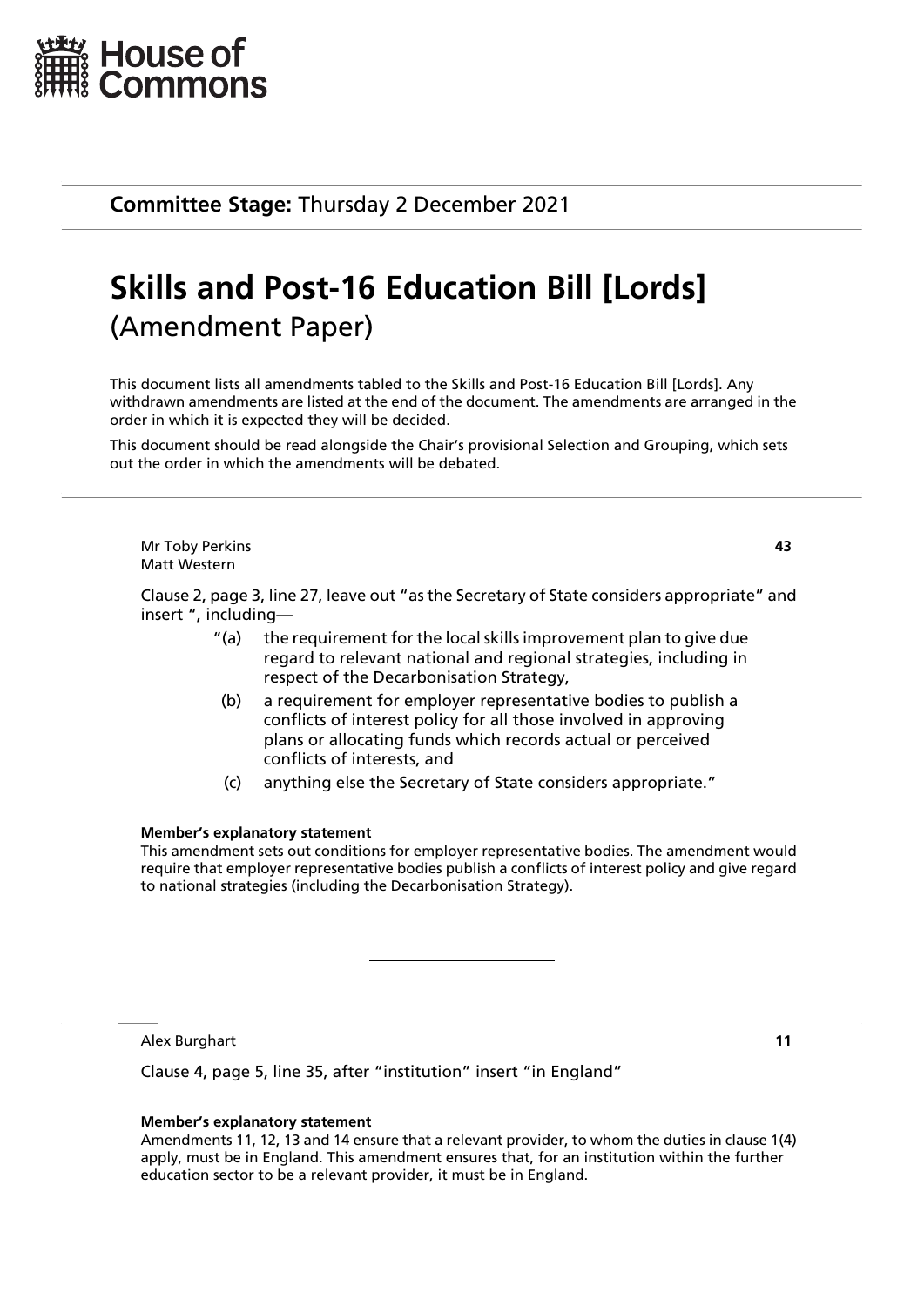House of Commons

**Committee Stage:** Thursday 2 December 2021

# Skills and Post-16 Education Bill [Lords]
(Amendment Paper)

This document lists all amendments tabled to the Skills and Post-16 Education Bill [Lords]. Any withdrawn amendments are listed at the end of the document. The amendments are arranged in the order in which it is expected they will be decided.

This document should be read alongside the Chair's provisional Selection and Grouping, which sets out the order in which the amendments will be debated.

---

Mr Toby Perkins
Matt Western

**43**

Clause 2, page 3, line 27, leave out "as the Secretary of State considers appropriate" and insert ", including—

"(a) the requirement for the local skills improvement plan to give due regard to relevant national and regional strategies, including in respect of the Decarbonisation Strategy,

(b) a requirement for employer representative bodies to publish a conflicts of interest policy for all those involved in approving plans or allocating funds which records actual or perceived conflicts of interests, and

(c) anything else the Secretary of State considers appropriate."

**Member's explanatory statement**

This amendment sets out conditions for employer representative bodies. The amendment would require that employer representative bodies publish a conflicts of interest policy and give regard to national strategies (including the Decarbonisation Strategy).

---

Alex Burghart

**11**

Clause 4, page 5, line 35, after "institution" insert "in England"

**Member's explanatory statement**

Amendments 11, 12, 13 and 14 ensure that a relevant provider, to whom the duties in clause 1(4) apply, must be in England. This amendment ensures that, for an institution within the further education sector to be a relevant provider, it must be in England.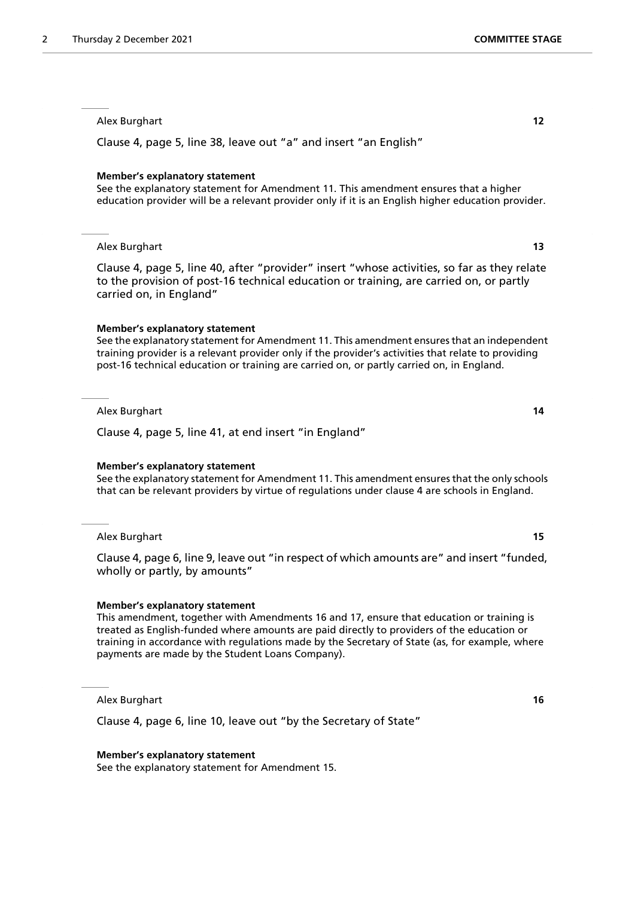Alex Burghart **12**

Clause 4, page 5, line 38, leave out "a" and insert "an English"

**Member's explanatory statement**

See the explanatory statement for Amendment 11. This amendment ensures that a higher education provider will be a relevant provider only if it is an English higher education provider.

---

Alex Burghart **13**

Clause 4, page 5, line 40, after "provider" insert "whose activities, so far as they relate to the provision of post-16 technical education or training, are carried on, or partly carried on, in England"

**Member's explanatory statement**

See the explanatory statement for Amendment 11. This amendment ensures that an independent training provider is a relevant provider only if the provider's activities that relate to providing post-16 technical education or training are carried on, or partly carried on, in England.

---

Alex Burghart **14**

Clause 4, page 5, line 41, at end insert "in England"

**Member's explanatory statement**

See the explanatory statement for Amendment 11. This amendment ensures that the only schools that can be relevant providers by virtue of regulations under clause 4 are schools in England.

---

Alex Burghart **15**

Clause 4, page 6, line 9, leave out "in respect of which amounts are" and insert "funded, wholly or partly, by amounts"

**Member's explanatory statement**

This amendment, together with Amendments 16 and 17, ensure that education or training is treated as English-funded where amounts are paid directly to providers of the education or training in accordance with regulations made by the Secretary of State (as, for example, where payments are made by the Student Loans Company).

---

Alex Burghart **16**

Clause 4, page 6, line 10, leave out "by the Secretary of State"

**Member's explanatory statement**

See the explanatory statement for Amendment 15.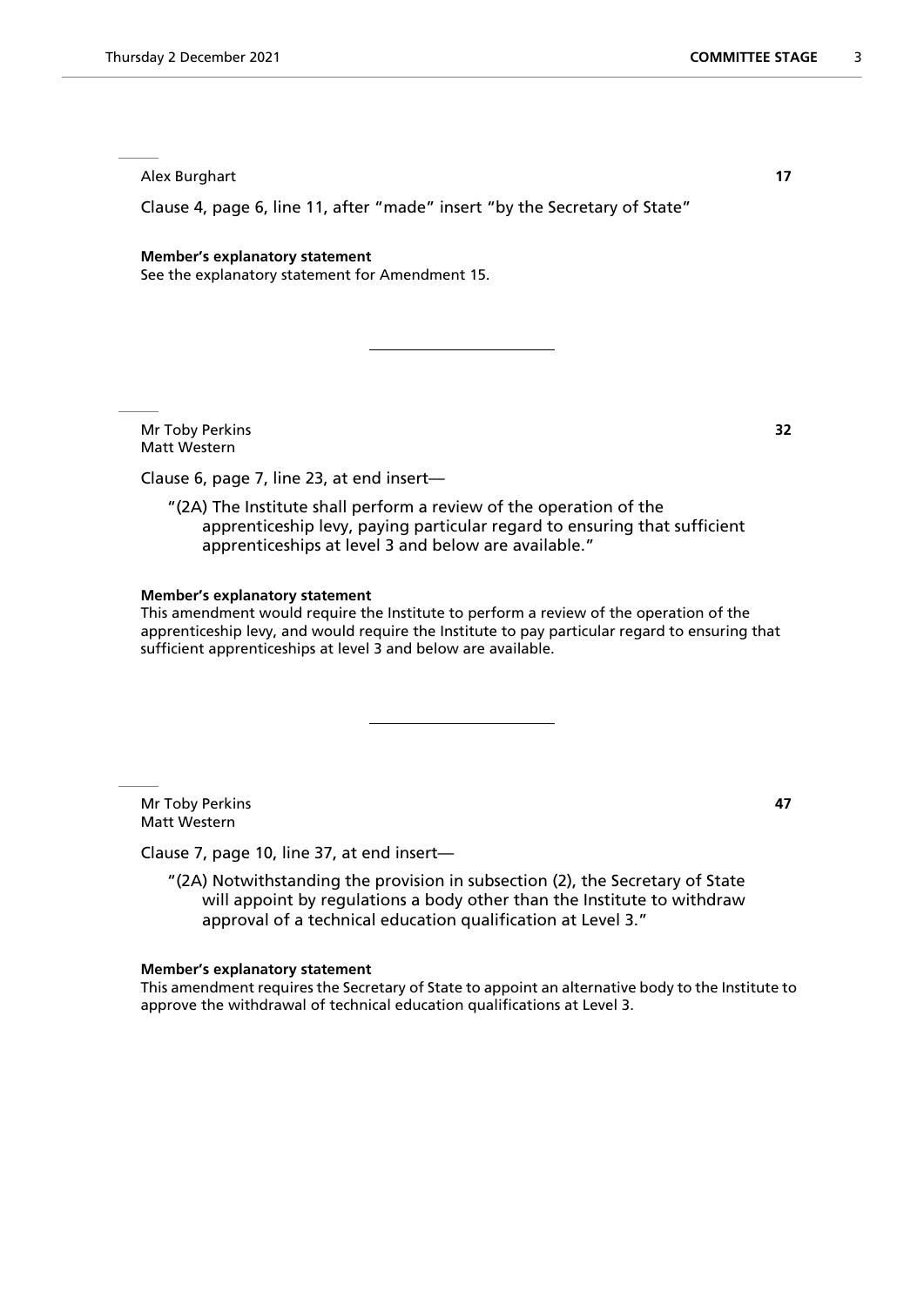Alex Burghart **17**

Clause 4, page 6, line 11, after "made" insert "by the Secretary of State"

**Member's explanatory statement**
See the explanatory statement for Amendment 15.

---

Mr Toby Perkins **32**
Matt Western

Clause 6, page 7, line 23, at end insert—

> "(2A) The Institute shall perform a review of the operation of the apprenticeship levy, paying particular regard to ensuring that sufficient apprenticeships at level 3 and below are available."

**Member's explanatory statement**
This amendment would require the Institute to perform a review of the operation of the apprenticeship levy, and would require the Institute to pay particular regard to ensuring that sufficient apprenticeships at level 3 and below are available.

---

Mr Toby Perkins **47**
Matt Western

Clause 7, page 10, line 37, at end insert—

> "(2A) Notwithstanding the provision in subsection (2), the Secretary of State will appoint by regulations a body other than the Institute to withdraw approval of a technical education qualification at Level 3."

**Member's explanatory statement**
This amendment requires the Secretary of State to appoint an alternative body to the Institute to approve the withdrawal of technical education qualifications at Level 3.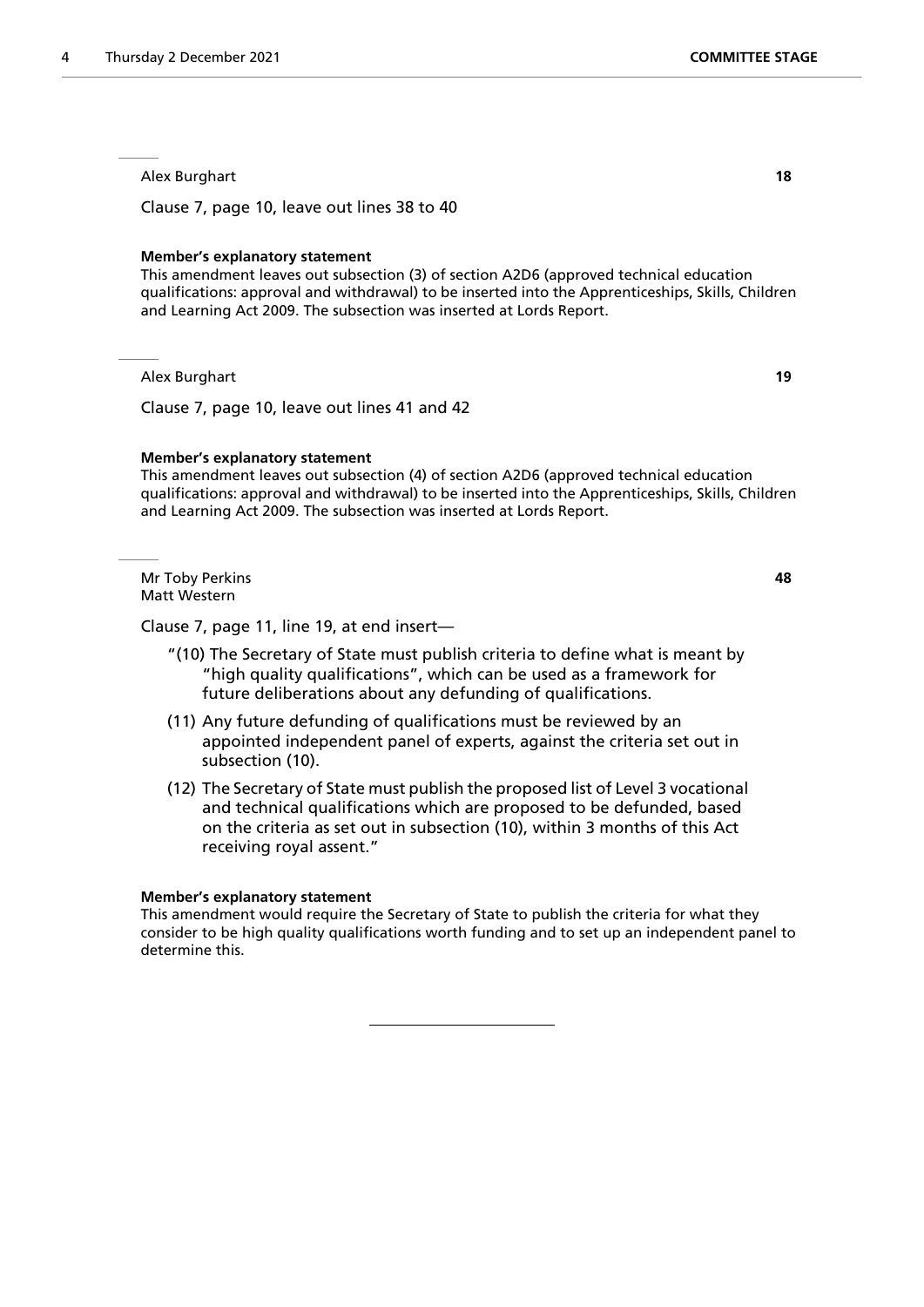Alex Burghart **18**

Clause 7, page 10, leave out lines 38 to 40

**Member's explanatory statement**
This amendment leaves out subsection (3) of section A2D6 (approved technical education qualifications: approval and withdrawal) to be inserted into the Apprenticeships, Skills, Children and Learning Act 2009. The subsection was inserted at Lords Report.

---

Alex Burghart **19**

Clause 7, page 10, leave out lines 41 and 42

**Member's explanatory statement**
This amendment leaves out subsection (4) of section A2D6 (approved technical education qualifications: approval and withdrawal) to be inserted into the Apprenticeships, Skills, Children and Learning Act 2009. The subsection was inserted at Lords Report.

---

Mr Toby Perkins **48**
Matt Western

Clause 7, page 11, line 19, at end insert—

"(10) The Secretary of State must publish criteria to define what is meant by "high quality qualifications", which can be used as a framework for future deliberations about any defunding of qualifications.

(11) Any future defunding of qualifications must be reviewed by an appointed independent panel of experts, against the criteria set out in subsection (10).

(12) The Secretary of State must publish the proposed list of Level 3 vocational and technical qualifications which are proposed to be defunded, based on the criteria as set out in subsection (10), within 3 months of this Act receiving royal assent."

**Member's explanatory statement**
This amendment would require the Secretary of State to publish the criteria for what they consider to be high quality qualifications worth funding and to set up an independent panel to determine this.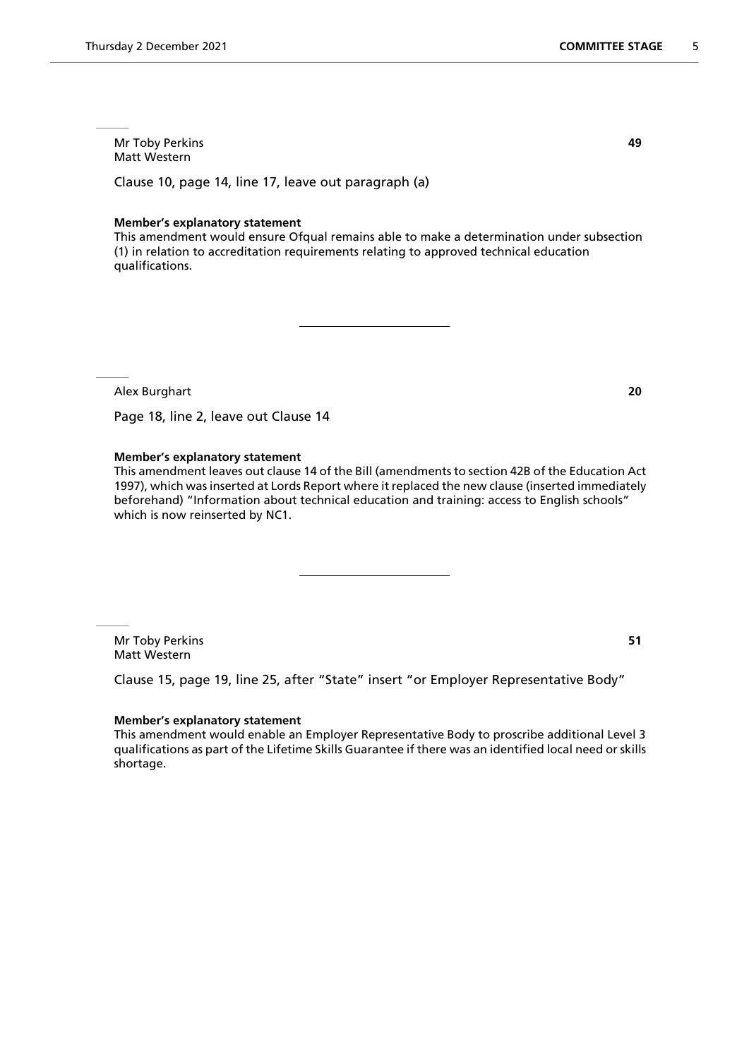Mr Toby Perkins **49**
Matt Western

Clause 10, page 14, line 17, leave out paragraph (a)

**Member's explanatory statement**
This amendment would ensure Ofqual remains able to make a determination under subsection (1) in relation to accreditation requirements relating to approved technical education qualifications.

---

Alex Burghart **20**

Page 18, line 2, leave out Clause 14

**Member's explanatory statement**
This amendment leaves out clause 14 of the Bill (amendments to section 42B of the Education Act 1997), which was inserted at Lords Report where it replaced the new clause (inserted immediately beforehand) "Information about technical education and training: access to English schools" which is now reinserted by NC1.

---

Mr Toby Perkins **51**
Matt Western

Clause 15, page 19, line 25, after "State" insert "or Employer Representative Body"

**Member's explanatory statement**
This amendment would enable an Employer Representative Body to proscribe additional Level 3 qualifications as part of the Lifetime Skills Guarantee if there was an identified local need or skills shortage.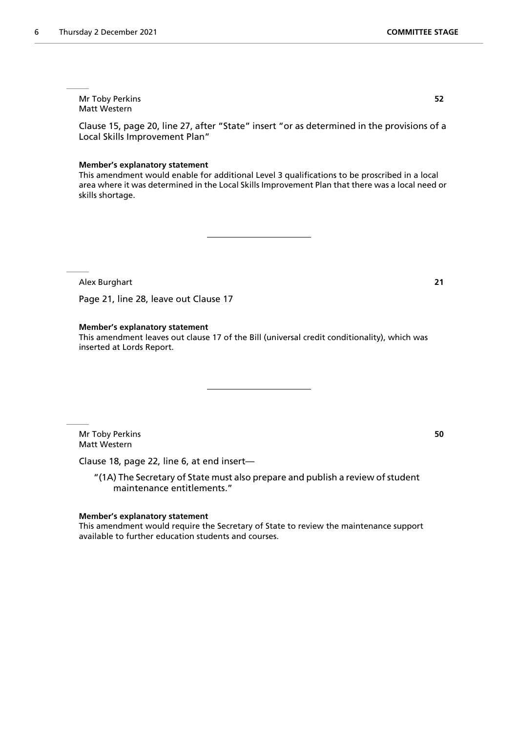Mr Toby Perkins
Matt Western

**52**

Clause 15, page 20, line 27, after "State" insert "or as determined in the provisions of a Local Skills Improvement Plan"

**Member's explanatory statement**

This amendment would enable for additional Level 3 qualifications to be proscribed in a local area where it was determined in the Local Skills Improvement Plan that there was a local need or skills shortage.

---

Alex Burghart

**21**

Page 21, line 28, leave out Clause 17

**Member's explanatory statement**

This amendment leaves out clause 17 of the Bill (universal credit conditionality), which was inserted at Lords Report.

---

Mr Toby Perkins
Matt Western

**50**

Clause 18, page 22, line 6, at end insert—

"(1A) The Secretary of State must also prepare and publish a review of student maintenance entitlements."

**Member's explanatory statement**

This amendment would require the Secretary of State to review the maintenance support available to further education students and courses.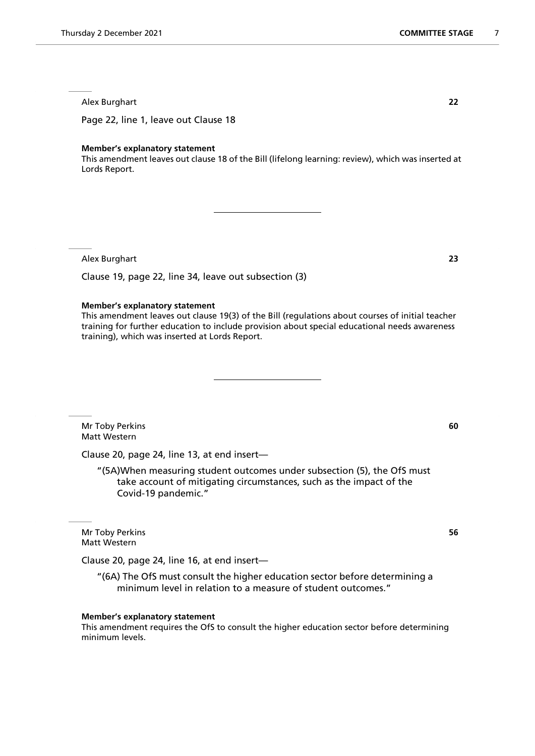Alex Burghart **22**

Page 22, line 1, leave out Clause 18

**Member's explanatory statement**
This amendment leaves out clause 18 of the Bill (lifelong learning: review), which was inserted at Lords Report.

---

Alex Burghart **23**

Clause 19, page 22, line 34, leave out subsection (3)

**Member's explanatory statement**
This amendment leaves out clause 19(3) of the Bill (regulations about courses of initial teacher training for further education to include provision about special educational needs awareness training), which was inserted at Lords Report.

---

Mr Toby Perkins **60**
Matt Western

Clause 20, page 24, line 13, at end insert—

"(5A)When measuring student outcomes under subsection (5), the OfS must take account of mitigating circumstances, such as the impact of the Covid-19 pandemic."

Mr Toby Perkins **56**
Matt Western

Clause 20, page 24, line 16, at end insert—

"(6A) The OfS must consult the higher education sector before determining a minimum level in relation to a measure of student outcomes."

**Member's explanatory statement**
This amendment requires the OfS to consult the higher education sector before determining minimum levels.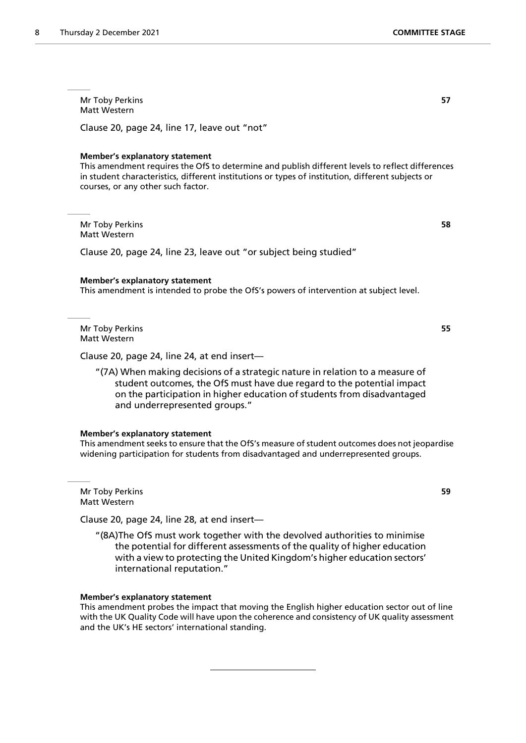Mr Toby Perkins
Matt Western

**57**

Clause 20, page 24, line 17, leave out "not"

**Member's explanatory statement**
This amendment requires the OfS to determine and publish different levels to reflect differences in student characteristics, different institutions or types of institution, different subjects or courses, or any other such factor.

---

Mr Toby Perkins
Matt Western

**58**

Clause 20, page 24, line 23, leave out "or subject being studied"

**Member's explanatory statement**
This amendment is intended to probe the OfS's powers of intervention at subject level.

---

Mr Toby Perkins
Matt Western

**55**

Clause 20, page 24, line 24, at end insert—

> "(7A) When making decisions of a strategic nature in relation to a measure of student outcomes, the OfS must have due regard to the potential impact on the participation in higher education of students from disadvantaged and underrepresented groups."

**Member's explanatory statement**
This amendment seeks to ensure that the OfS's measure of student outcomes does not jeopardise widening participation for students from disadvantaged and underrepresented groups.

---

Mr Toby Perkins
Matt Western

**59**

Clause 20, page 24, line 28, at end insert—

> "(8A)The OfS must work together with the devolved authorities to minimise the potential for different assessments of the quality of higher education with a view to protecting the United Kingdom's higher education sectors' international reputation."

**Member's explanatory statement**
This amendment probes the impact that moving the English higher education sector out of line with the UK Quality Code will have upon the coherence and consistency of UK quality assessment and the UK's HE sectors' international standing.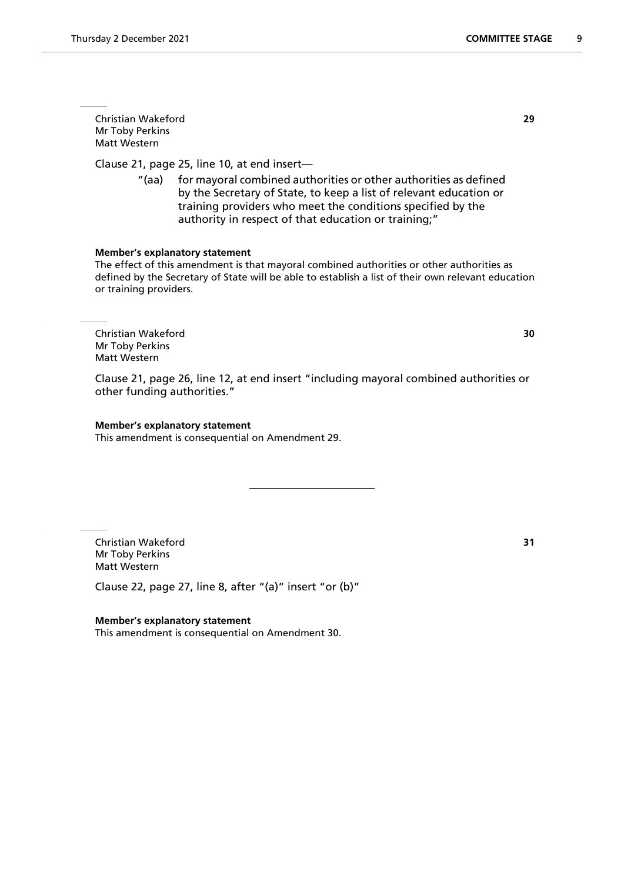Christian Wakeford
Mr Toby Perkins
Matt Western

**29**

Clause 21, page 25, line 10, at end insert—

"(aa) for mayoral combined authorities or other authorities as defined by the Secretary of State, to keep a list of relevant education or training providers who meet the conditions specified by the authority in respect of that education or training;"

**Member's explanatory statement**

The effect of this amendment is that mayoral combined authorities or other authorities as defined by the Secretary of State will be able to establish a list of their own relevant education or training providers.

---

Christian Wakeford
Mr Toby Perkins
Matt Western

**30**

Clause 21, page 26, line 12, at end insert "including mayoral combined authorities or other funding authorities."

**Member's explanatory statement**

This amendment is consequential on Amendment 29.

---

Christian Wakeford
Mr Toby Perkins
Matt Western

**31**

Clause 22, page 27, line 8, after "(a)" insert "or (b)"

**Member's explanatory statement**

This amendment is consequential on Amendment 30.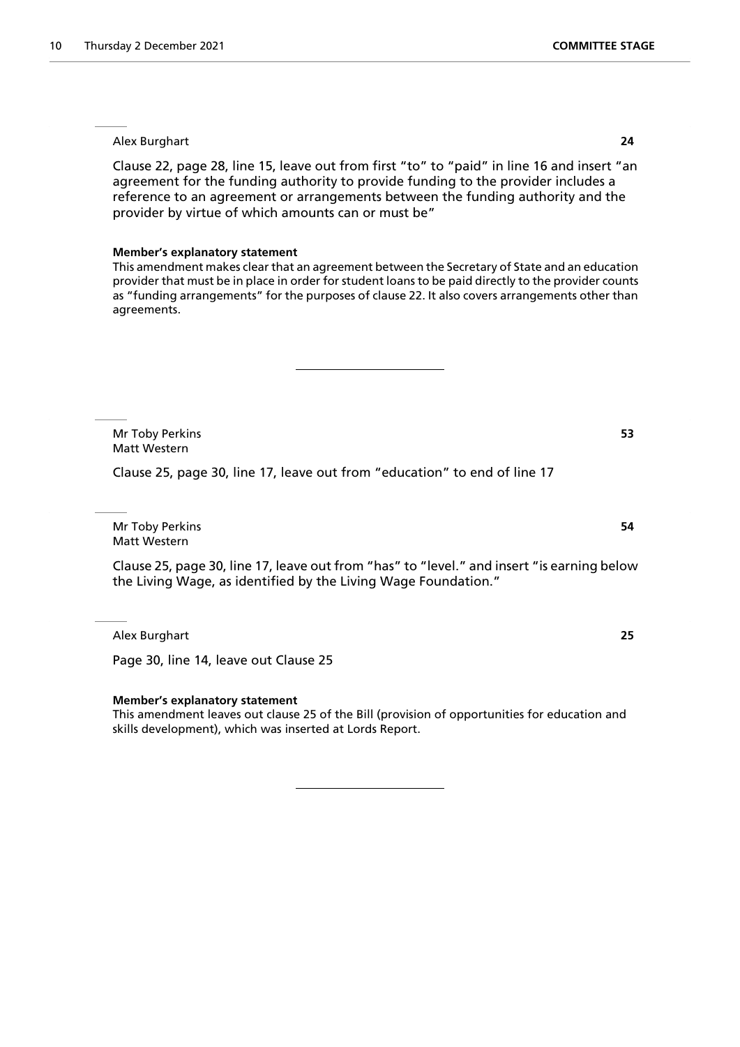Alex Burghart **24**

Clause 22, page 28, line 15, leave out from first "to" to "paid" in line 16 and insert "an agreement for the funding authority to provide funding to the provider includes a reference to an agreement or arrangements between the funding authority and the provider by virtue of which amounts can or must be"

**Member's explanatory statement**

This amendment makes clear that an agreement between the Secretary of State and an education provider that must be in place in order for student loans to be paid directly to the provider counts as "funding arrangements" for the purposes of clause 22. It also covers arrangements other than agreements.

---

Mr Toby Perkins **53**
Matt Western

Clause 25, page 30, line 17, leave out from "education" to end of line 17

Mr Toby Perkins **54**
Matt Western

Clause 25, page 30, line 17, leave out from "has" to "level." and insert "is earning below the Living Wage, as identified by the Living Wage Foundation."

Alex Burghart **25**

Page 30, line 14, leave out Clause 25

**Member's explanatory statement**

This amendment leaves out clause 25 of the Bill (provision of opportunities for education and skills development), which was inserted at Lords Report.

---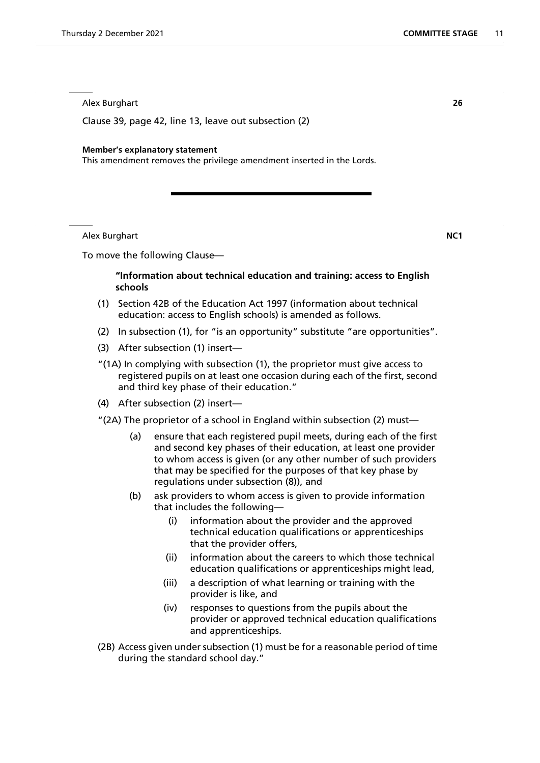Alex Burghart **26**

Clause 39, page 42, line 13, leave out subsection (2)

**Member's explanatory statement**

This amendment removes the privilege amendment inserted in the Lords.

---

Alex Burghart **NC1**

To move the following Clause—

**"Information about technical education and training: access to English schools**

(1) Section 42B of the Education Act 1997 (information about technical education: access to English schools) is amended as follows.

(2) In subsection (1), for "is an opportunity" substitute "are opportunities".

(3) After subsection (1) insert—

"(1A) In complying with subsection (1), the proprietor must give access to registered pupils on at least one occasion during each of the first, second and third key phase of their education."

(4) After subsection (2) insert—

"(2A) The proprietor of a school in England within subsection (2) must—

(a) ensure that each registered pupil meets, during each of the first and second key phases of their education, at least one provider to whom access is given (or any other number of such providers that may be specified for the purposes of that key phase by regulations under subsection (8)), and

(b) ask providers to whom access is given to provide information that includes the following—

(i) information about the provider and the approved technical education qualifications or apprenticeships that the provider offers,

(ii) information about the careers to which those technical education qualifications or apprenticeships might lead,

(iii) a description of what learning or training with the provider is like, and

(iv) responses to questions from the pupils about the provider or approved technical education qualifications and apprenticeships.

(2B) Access given under subsection (1) must be for a reasonable period of time during the standard school day."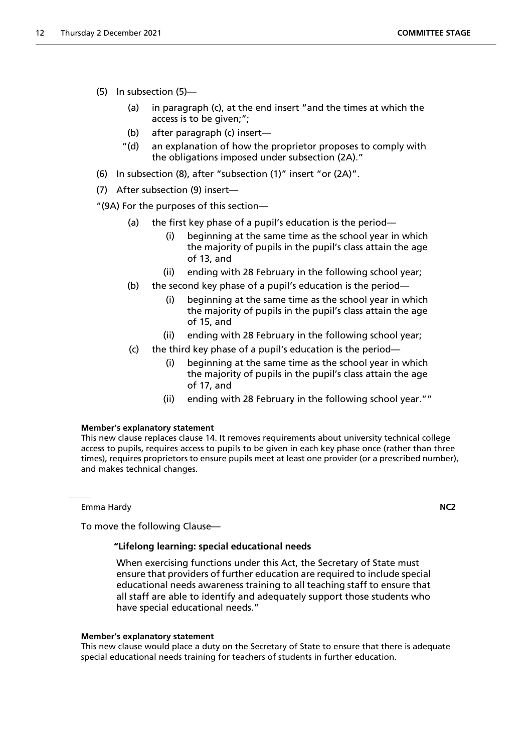(5) In subsection (5)—

(a) in paragraph (c), at the end insert "and the times at which the access is to be given;";

(b) after paragraph (c) insert—

"(d) an explanation of how the proprietor proposes to comply with the obligations imposed under subsection (2A)."

(6) In subsection (8), after "subsection (1)" insert "or (2A)".

(7) After subsection (9) insert—

"(9A) For the purposes of this section—

(a) the first key phase of a pupil's education is the period—

(i) beginning at the same time as the school year in which the majority of pupils in the pupil's class attain the age of 13, and

(ii) ending with 28 February in the following school year;

(b) the second key phase of a pupil's education is the period—

(i) beginning at the same time as the school year in which the majority of pupils in the pupil's class attain the age of 15, and

(ii) ending with 28 February in the following school year;

(c) the third key phase of a pupil's education is the period—

(i) beginning at the same time as the school year in which the majority of pupils in the pupil's class attain the age of 17, and

(ii) ending with 28 February in the following school year.""

**Member's explanatory statement**

This new clause replaces clause 14. It removes requirements about university technical college access to pupils, requires access to pupils to be given in each key phase once (rather than three times), requires proprietors to ensure pupils meet at least one provider (or a prescribed number), and makes technical changes.

---

Emma Hardy **NC2**

To move the following Clause—

**"Lifelong learning: special educational needs**

When exercising functions under this Act, the Secretary of State must ensure that providers of further education are required to include special educational needs awareness training to all teaching staff to ensure that all staff are able to identify and adequately support those students who have special educational needs."

**Member's explanatory statement**

This new clause would place a duty on the Secretary of State to ensure that there is adequate special educational needs training for teachers of students in further education.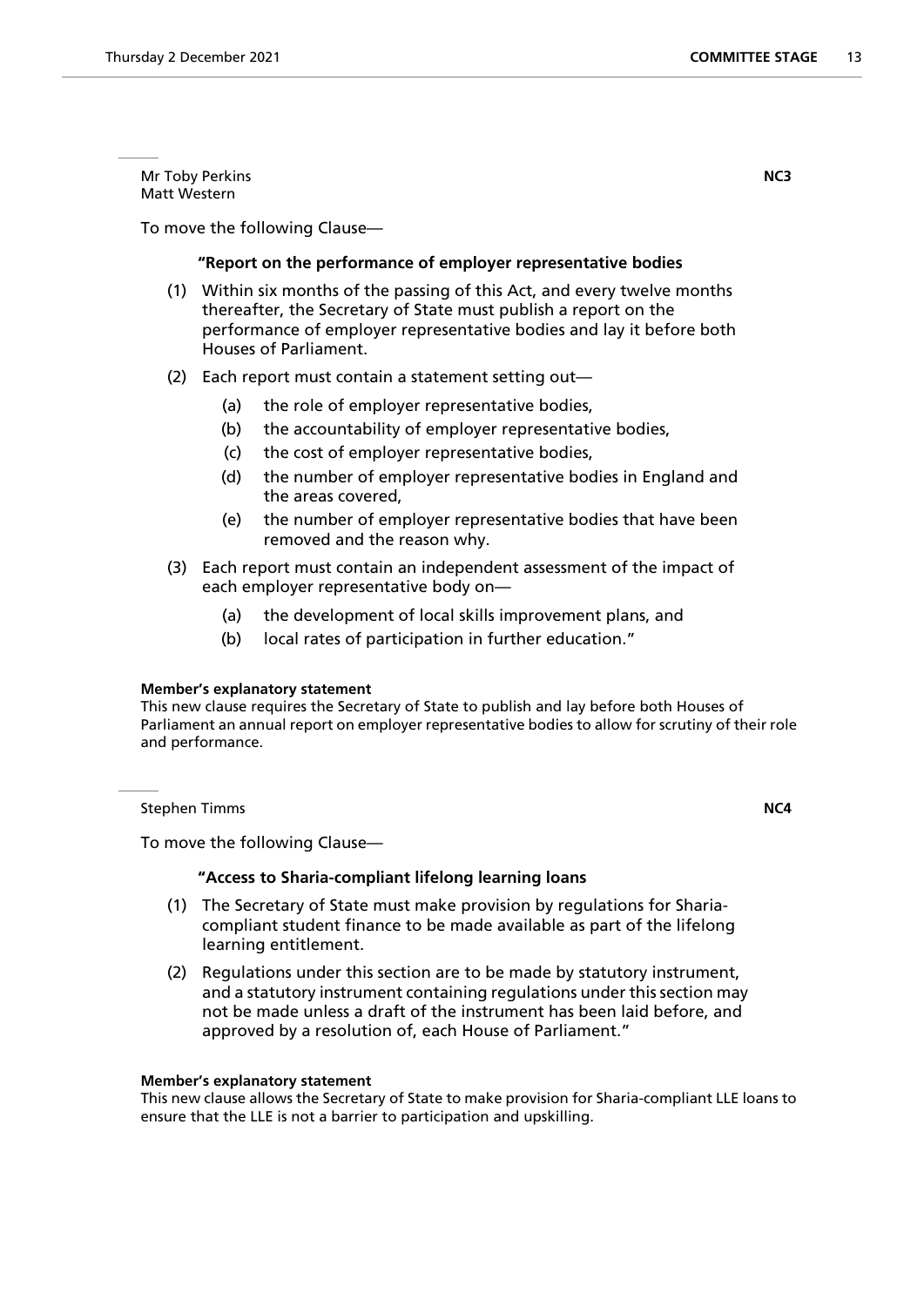Mr Toby Perkins
Matt Western

**NC3**

To move the following Clause—

**"Report on the performance of employer representative bodies**

(1) Within six months of the passing of this Act, and every twelve months thereafter, the Secretary of State must publish a report on the performance of employer representative bodies and lay it before both Houses of Parliament.

(2) Each report must contain a statement setting out—

(a) the role of employer representative bodies,

(b) the accountability of employer representative bodies,

(c) the cost of employer representative bodies,

(d) the number of employer representative bodies in England and the areas covered,

(e) the number of employer representative bodies that have been removed and the reason why.

(3) Each report must contain an independent assessment of the impact of each employer representative body on—

(a) the development of local skills improvement plans, and

(b) local rates of participation in further education."

**Member's explanatory statement**
This new clause requires the Secretary of State to publish and lay before both Houses of Parliament an annual report on employer representative bodies to allow for scrutiny of their role and performance.

Stephen Timms

**NC4**

To move the following Clause—

**"Access to Sharia-compliant lifelong learning loans**

(1) The Secretary of State must make provision by regulations for Sharia-compliant student finance to be made available as part of the lifelong learning entitlement.

(2) Regulations under this section are to be made by statutory instrument, and a statutory instrument containing regulations under this section may not be made unless a draft of the instrument has been laid before, and approved by a resolution of, each House of Parliament."

**Member's explanatory statement**
This new clause allows the Secretary of State to make provision for Sharia-compliant LLE loans to ensure that the LLE is not a barrier to participation and upskilling.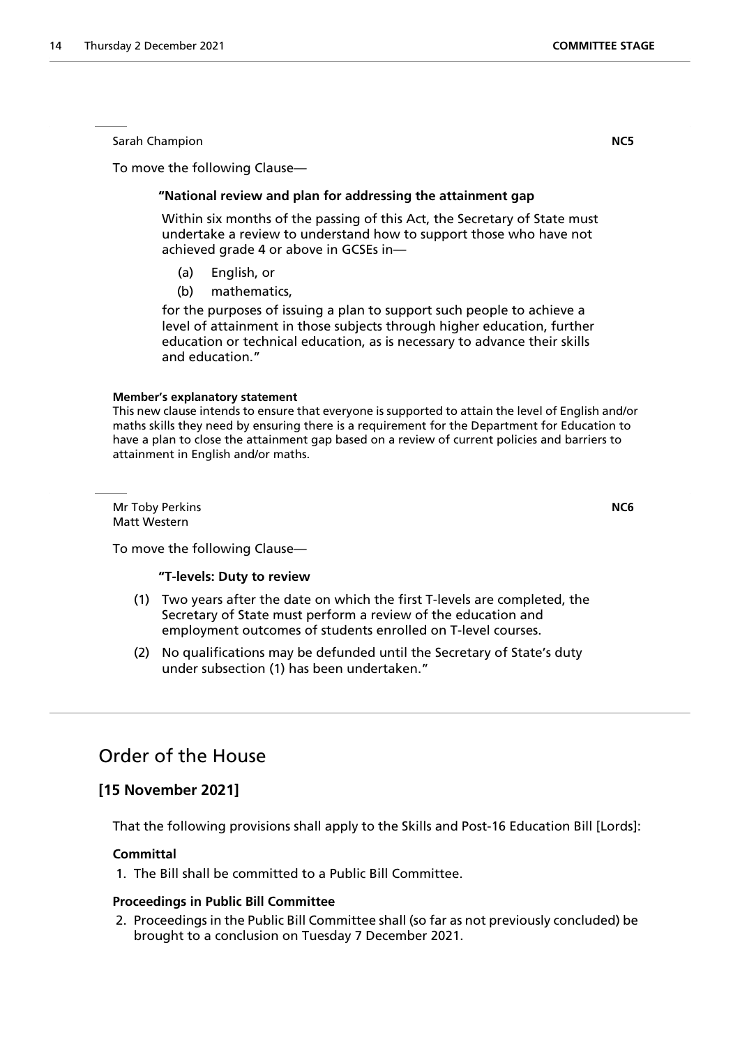Sarah Champion **NC5**

To move the following Clause—

**"National review and plan for addressing the attainment gap**

Within six months of the passing of this Act, the Secretary of State must undertake a review to understand how to support those who have not achieved grade 4 or above in GCSEs in—

(a) English, or

(b) mathematics,

for the purposes of issuing a plan to support such people to achieve a level of attainment in those subjects through higher education, further education or technical education, as is necessary to advance their skills and education."

**Member's explanatory statement**

This new clause intends to ensure that everyone is supported to attain the level of English and/or maths skills they need by ensuring there is a requirement for the Department for Education to have a plan to close the attainment gap based on a review of current policies and barriers to attainment in English and/or maths.

Mr Toby Perkins **NC6**
Matt Western

To move the following Clause—

**"T-levels: Duty to review**

(1) Two years after the date on which the first T-levels are completed, the Secretary of State must perform a review of the education and employment outcomes of students enrolled on T-level courses.

(2) No qualifications may be defunded until the Secretary of State's duty under subsection (1) has been undertaken."

# Order of the House

## [15 November 2021]

That the following provisions shall apply to the Skills and Post-16 Education Bill [Lords]:

**Committal**

1. The Bill shall be committed to a Public Bill Committee.

**Proceedings in Public Bill Committee**

2. Proceedings in the Public Bill Committee shall (so far as not previously concluded) be brought to a conclusion on Tuesday 7 December 2021.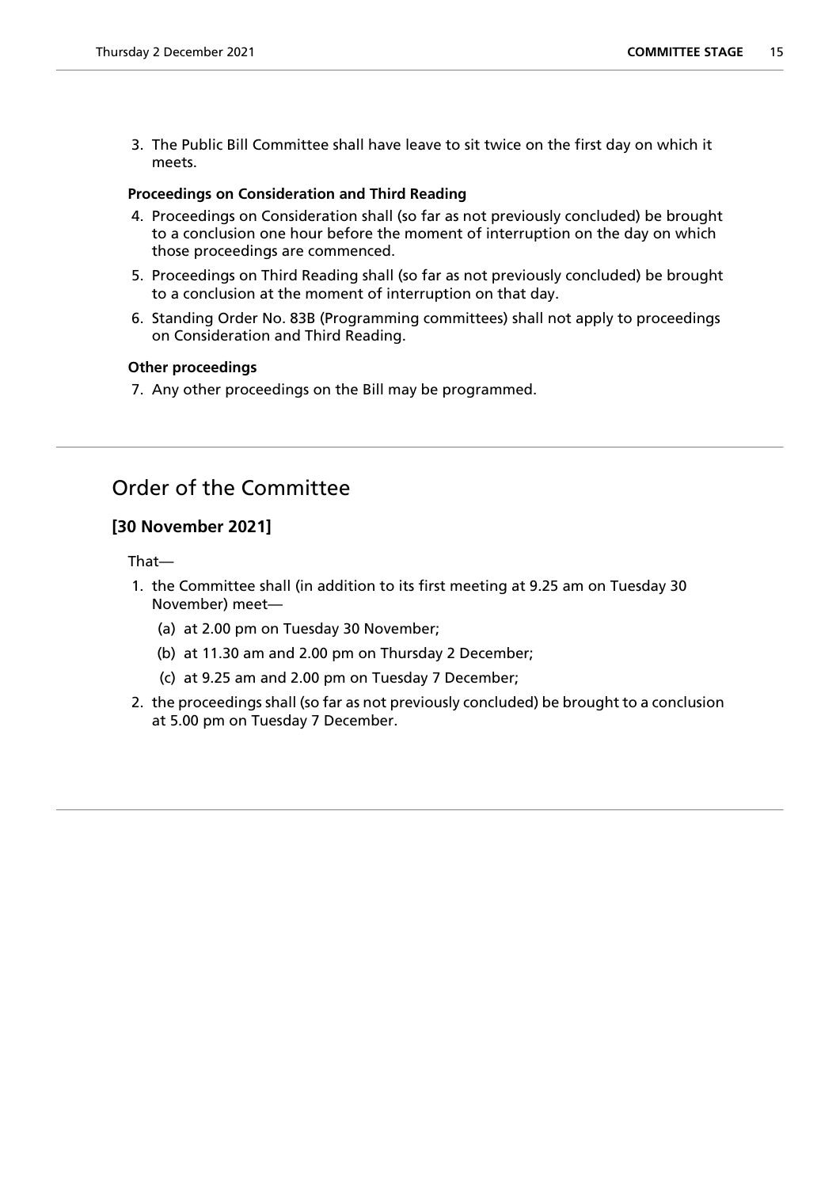3. The Public Bill Committee shall have leave to sit twice on the first day on which it meets.

**Proceedings on Consideration and Third Reading**

4. Proceedings on Consideration shall (so far as not previously concluded) be brought to a conclusion one hour before the moment of interruption on the day on which those proceedings are commenced.
5. Proceedings on Third Reading shall (so far as not previously concluded) be brought to a conclusion at the moment of interruption on that day.
6. Standing Order No. 83B (Programming committees) shall not apply to proceedings on Consideration and Third Reading.

**Other proceedings**

7. Any other proceedings on the Bill may be programmed.

## Order of the Committee

### [30 November 2021]

That—

1. the Committee shall (in addition to its first meeting at 9.25 am on Tuesday 30 November) meet—
   (a) at 2.00 pm on Tuesday 30 November;
   (b) at 11.30 am and 2.00 pm on Thursday 2 December;
   (c) at 9.25 am and 2.00 pm on Tuesday 7 December;
2. the proceedings shall (so far as not previously concluded) be brought to a conclusion at 5.00 pm on Tuesday 7 December.